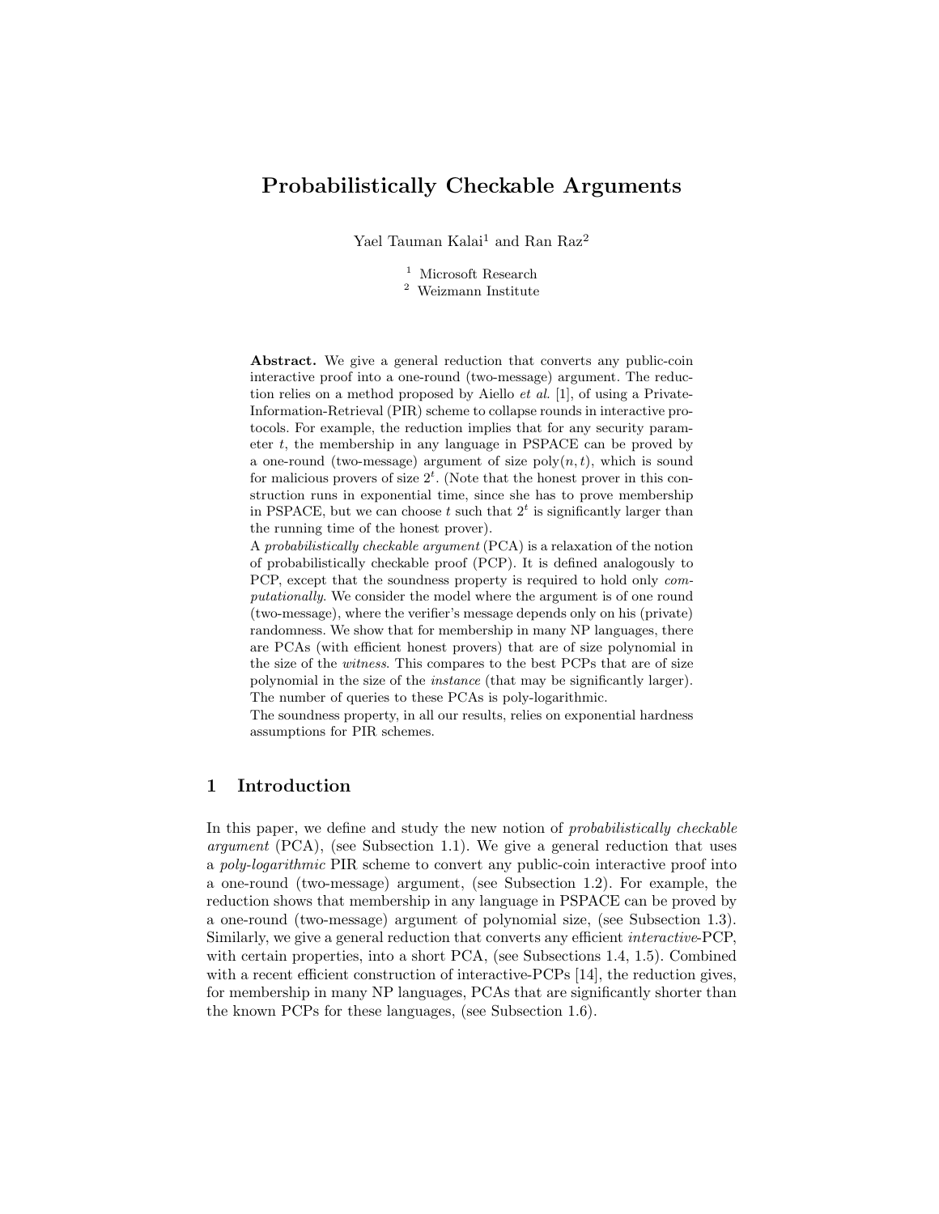# Probabilistically Checkable Arguments

Yael Tauman Kalai[1] and Ran Raz[2]

[1] Microsoft Research
[2] Weizmann Institute

**Abstract.** We give a general reduction that converts any public-coin interactive proof into a one-round (two-message) argument. The reduction relies on a method proposed by Aiello *et al.* [1], of using a Private-Information-Retrieval (PIR) scheme to collapse rounds in interactive protocols. For example, the reduction implies that for any security parameter $t$, the membership in any language in PSPACE can be proved by a one-round (two-message) argument of size $\text{poly}(n, t)$, which is sound for malicious provers of size $2^t$. (Note that the honest prover in this construction runs in exponential time, since she has to prove membership in PSPACE, but we can choose $t$ such that $2^t$ is significantly larger than the running time of the honest prover).

A *probabilistically checkable argument* (PCA) is a relaxation of the notion of probabilistically checkable proof (PCP). It is defined analogously to PCP, except that the soundness property is required to hold only *computationally*. We consider the model where the argument is of one round (two-message), where the verifier's message depends only on his (private) randomness. We show that for membership in many NP languages, there are PCAs (with efficient honest provers) that are of size polynomial in the size of the *witness*. This compares to the best PCPs that are of size polynomial in the size of the *instance* (that may be significantly larger). The number of queries to these PCAs is poly-logarithmic.

The soundness property, in all our results, relies on exponential hardness assumptions for PIR schemes.

## 1 Introduction

In this paper, we define and study the new notion of *probabilistically checkable argument* (PCA), (see Subsection 1.1). We give a general reduction that uses a *poly-logarithmic* PIR scheme to convert any public-coin interactive proof into a one-round (two-message) argument, (see Subsection 1.2). For example, the reduction shows that membership in any language in PSPACE can be proved by a one-round (two-message) argument of polynomial size, (see Subsection 1.3). Similarly, we give a general reduction that converts any efficient *interactive*-PCP, with certain properties, into a short PCA, (see Subsections 1.4, 1.5). Combined with a recent efficient construction of interactive-PCPs [14], the reduction gives, for membership in many NP languages, PCAs that are significantly shorter than the known PCPs for these languages, (see Subsection 1.6).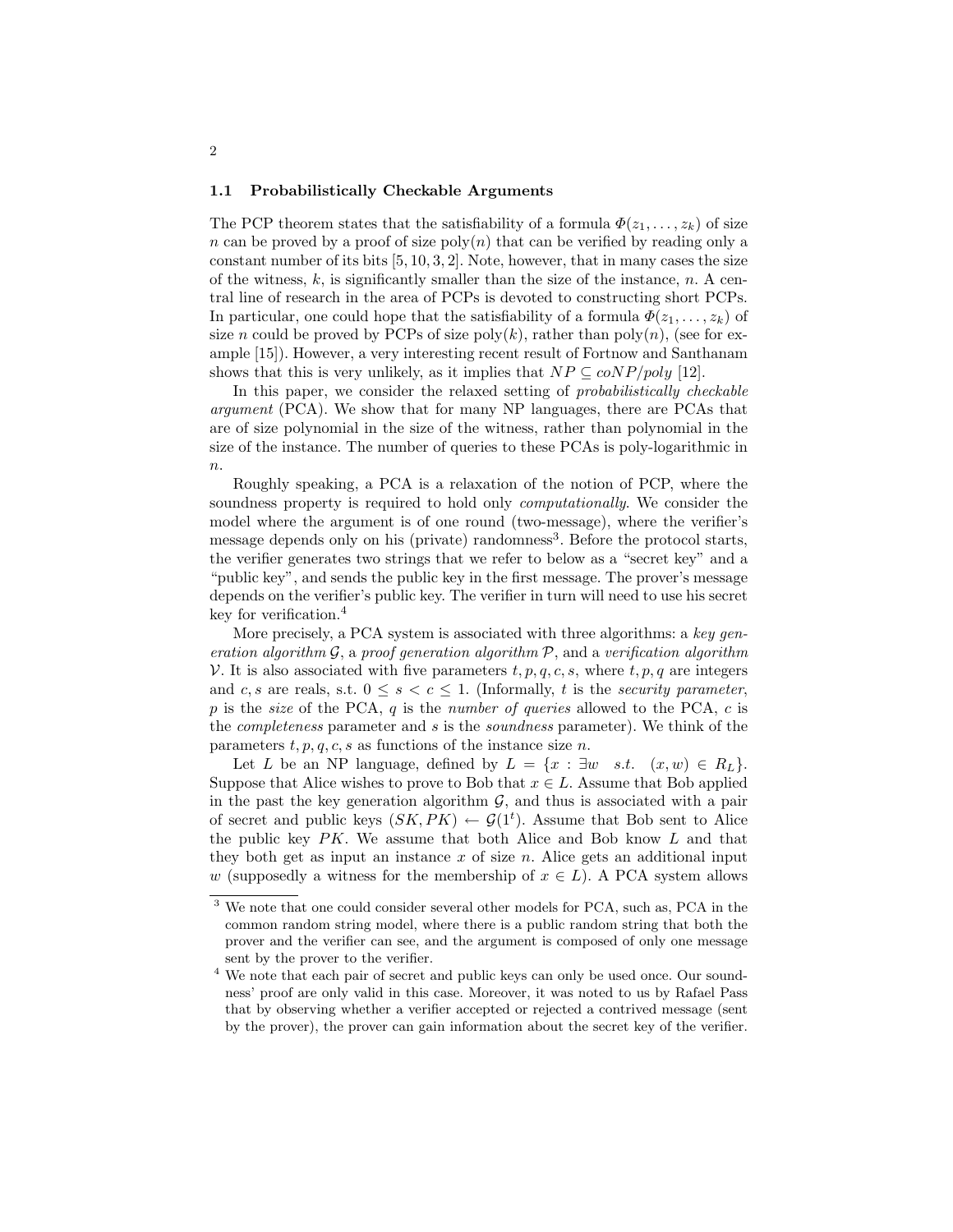### 1.1 Probabilistically Checkable Arguments

The PCP theorem states that the satisfiability of a formula $\Phi(z_1, \ldots, z_k)$ of size $n$ can be proved by a proof of size $\mathrm{poly}(n)$ that can be verified by reading only a constant number of its bits [5, 10, 3, 2]. Note, however, that in many cases the size of the witness, $k$, is significantly smaller than the size of the instance, $n$. A central line of research in the area of PCPs is devoted to constructing short PCPs. In particular, one could hope that the satisfiability of a formula $\Phi(z_1, \ldots, z_k)$ of size $n$ could be proved by PCPs of size $\mathrm{poly}(k)$, rather than $\mathrm{poly}(n)$, (see for example [15]). However, a very interesting recent result of Fortnow and Santhanam shows that this is very unlikely, as it implies that $NP \subseteq coNP/poly$ [12].

In this paper, we consider the relaxed setting of *probabilistically checkable argument* (PCA). We show that for many NP languages, there are PCAs that are of size polynomial in the size of the witness, rather than polynomial in the size of the instance. The number of queries to these PCAs is poly-logarithmic in $n$.

Roughly speaking, a PCA is a relaxation of the notion of PCP, where the soundness property is required to hold only *computationally*. We consider the model where the argument is of one round (two-message), where the verifier's message depends only on his (private) randomness[3]. Before the protocol starts, the verifier generates two strings that we refer to below as a "secret key" and a "public key", and sends the public key in the first message. The prover's message depends on the verifier's public key. The verifier in turn will need to use his secret key for verification.[4]

More precisely, a PCA system is associated with three algorithms: a *key generation algorithm* $\mathcal{G}$, a *proof generation algorithm* $\mathcal{P}$, and a *verification algorithm* $\mathcal{V}$. It is also associated with five parameters $t, p, q, c, s$, where $t, p, q$ are integers and $c, s$ are reals, s.t. $0 \le s < c \le 1$. (Informally, $t$ is the *security parameter*, $p$ is the *size* of the PCA, $q$ is the *number of queries* allowed to the PCA, $c$ is the *completeness* parameter and $s$ is the *soundness* parameter). We think of the parameters $t, p, q, c, s$ as functions of the instance size $n$.

Let $L$ be an NP language, defined by $L = \{x : \exists w \;\; s.t. \;\; (x, w) \in R_L\}$. Suppose that Alice wishes to prove to Bob that $x \in L$. Assume that Bob applied in the past the key generation algorithm $\mathcal{G}$, and thus is associated with a pair of secret and public keys $(SK, PK) \leftarrow \mathcal{G}(1^t)$. Assume that Bob sent to Alice the public key $PK$. We assume that both Alice and Bob know $L$ and that they both get as input an instance $x$ of size $n$. Alice gets an additional input $w$ (supposedly a witness for the membership of $x \in L$). A PCA system allows

---

[3] We note that one could consider several other models for PCA, such as, PCA in the common random string model, where there is a public random string that both the prover and the verifier can see, and the argument is composed of only one message sent by the prover to the verifier.

[4] We note that each pair of secret and public keys can only be used once. Our soundness' proof are only valid in this case. Moreover, it was noted to us by Rafael Pass that by observing whether a verifier accepted or rejected a contrived message (sent by the prover), the prover can gain information about the secret key of the verifier.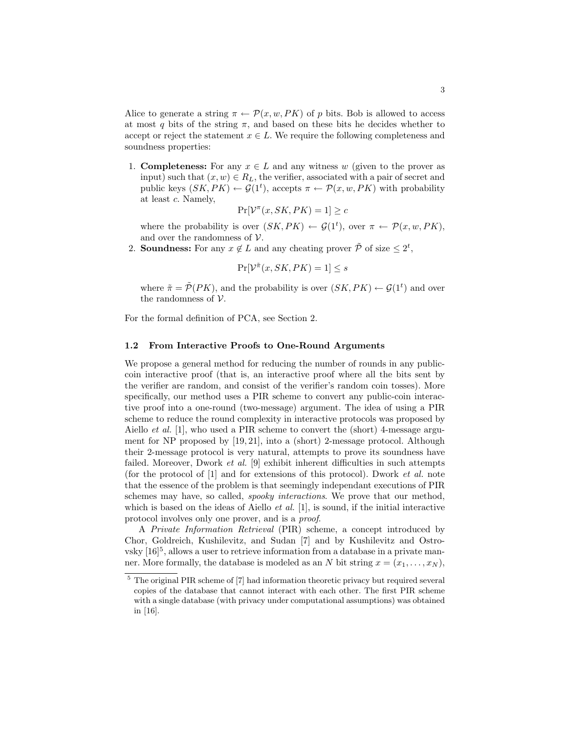Alice to generate a string $\pi \leftarrow \mathcal{P}(x, w, PK)$ of $p$ bits. Bob is allowed to access at most $q$ bits of the string $\pi$, and based on these bits he decides whether to accept or reject the statement $x \in L$. We require the following completeness and soundness properties:

1. **Completeness:** For any $x \in L$ and any witness $w$ (given to the prover as input) such that $(x, w) \in R_L$, the verifier, associated with a pair of secret and public keys $(SK, PK) \leftarrow \mathcal{G}(1^t)$, accepts $\pi \leftarrow \mathcal{P}(x, w, PK)$ with probability at least $c$. Namely,

$$\Pr[\mathcal{V}^{\pi}(x, SK, PK) = 1] \geq c$$

   where the probability is over $(SK, PK) \leftarrow \mathcal{G}(1^t)$, over $\pi \leftarrow \mathcal{P}(x, w, PK)$, and over the randomness of $\mathcal{V}$.

2. **Soundness:** For any $x \notin L$ and any cheating prover $\tilde{\mathcal{P}}$ of size $\leq 2^t$,

$$\Pr[\mathcal{V}^{\tilde{\pi}}(x, SK, PK) = 1] \leq s$$

   where $\tilde{\pi} = \tilde{\mathcal{P}}(PK)$, and the probability is over $(SK, PK) \leftarrow \mathcal{G}(1^t)$ and over the randomness of $\mathcal{V}$.

For the formal definition of PCA, see Section 2.

### 1.2 From Interactive Proofs to One-Round Arguments

We propose a general method for reducing the number of rounds in any public-coin interactive proof (that is, an interactive proof where all the bits sent by the verifier are random, and consist of the verifier's random coin tosses). More specifically, our method uses a PIR scheme to convert any public-coin interactive proof into a one-round (two-message) argument. The idea of using a PIR scheme to reduce the round complexity in interactive protocols was proposed by Aiello *et al.* [1], who used a PIR scheme to convert the (short) 4-message argument for NP proposed by [19, 21], into a (short) 2-message protocol. Although their 2-message protocol is very natural, attempts to prove its soundness have failed. Moreover, Dwork *et al.* [9] exhibit inherent difficulties in such attempts (for the protocol of [1] and for extensions of this protocol). Dwork *et al.* note that the essence of the problem is that seemingly independant executions of PIR schemes may have, so called, *spooky interactions*. We prove that our method, which is based on the ideas of Aiello *et al.* [1], is sound, if the initial interactive protocol involves only one prover, and is a *proof*.

A *Private Information Retrieval* (PIR) scheme, a concept introduced by Chor, Goldreich, Kushilevitz, and Sudan [7] and by Kushilevitz and Ostrovsky [16][5], allows a user to retrieve information from a database in a private manner. More formally, the database is modeled as an $N$ bit string $x = (x_1, \ldots, x_N)$,

[5] The original PIR scheme of [7] had information theoretic privacy but required several copies of the database that cannot interact with each other. The first PIR scheme with a single database (with privacy under computational assumptions) was obtained in [16].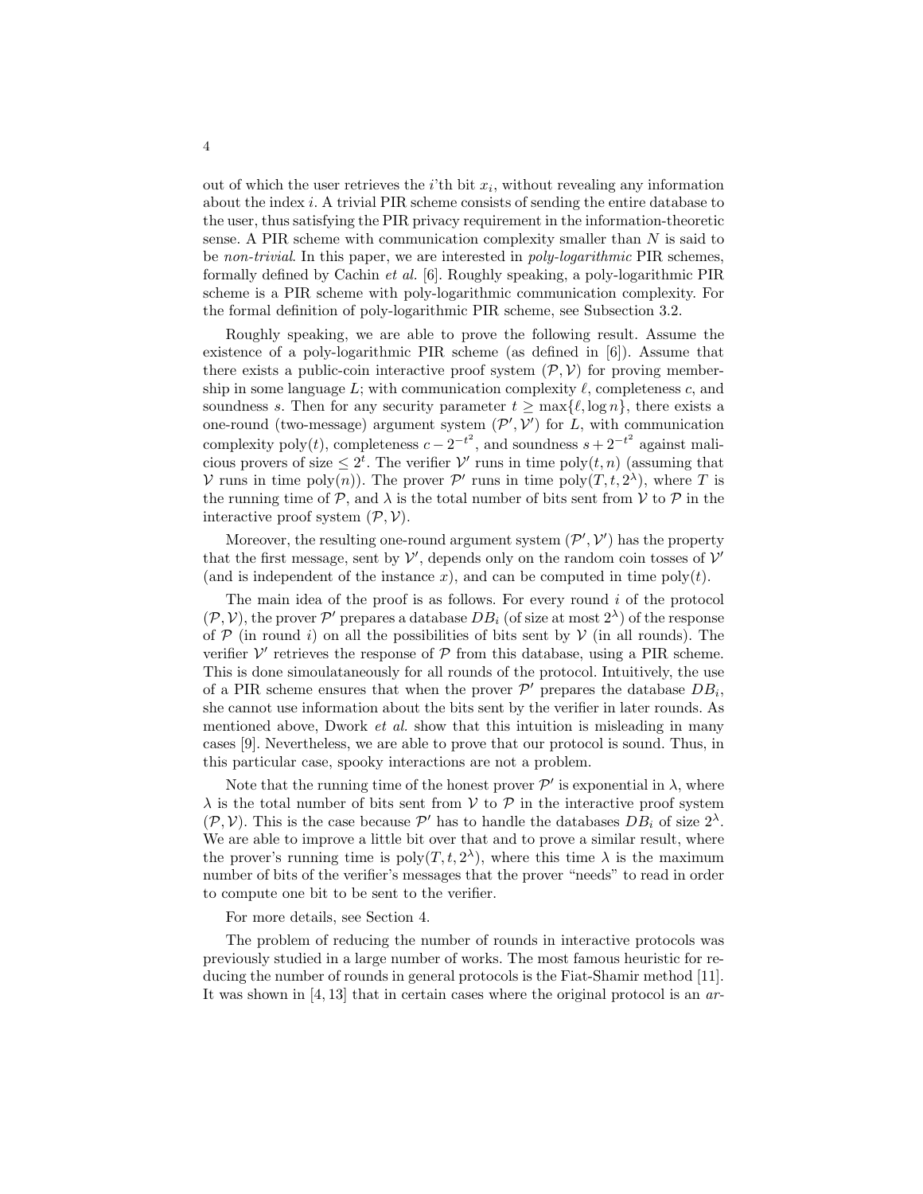out of which the user retrieves the $i$'th bit $x_i$, without revealing any information about the index $i$. A trivial PIR scheme consists of sending the entire database to the user, thus satisfying the PIR privacy requirement in the information-theoretic sense. A PIR scheme with communication complexity smaller than $N$ is said to be *non-trivial*. In this paper, we are interested in *poly-logarithmic* PIR schemes, formally defined by Cachin *et al.* [6]. Roughly speaking, a poly-logarithmic PIR scheme is a PIR scheme with poly-logarithmic communication complexity. For the formal definition of poly-logarithmic PIR scheme, see Subsection 3.2.

Roughly speaking, we are able to prove the following result. Assume the existence of a poly-logarithmic PIR scheme (as defined in [6]). Assume that there exists a public-coin interactive proof system $(\mathcal{P}, \mathcal{V})$ for proving membership in some language $L$; with communication complexity $\ell$, completeness $c$, and soundness $s$. Then for any security parameter $t \geq \max\{\ell, \log n\}$, there exists a one-round (two-message) argument system $(\mathcal{P}', \mathcal{V}')$ for $L$, with communication complexity $\text{poly}(t)$, completeness $c - 2^{-t^2}$, and soundness $s + 2^{-t^2}$ against malicious provers of size $\leq 2^t$. The verifier $\mathcal{V}'$ runs in time $\text{poly}(t, n)$ (assuming that $\mathcal{V}$ runs in time $\text{poly}(n)$). The prover $\mathcal{P}'$ runs in time $\text{poly}(T, t, 2^\lambda)$, where $T$ is the running time of $\mathcal{P}$, and $\lambda$ is the total number of bits sent from $\mathcal{V}$ to $\mathcal{P}$ in the interactive proof system $(\mathcal{P}, \mathcal{V})$.

Moreover, the resulting one-round argument system $(\mathcal{P}', \mathcal{V}')$ has the property that the first message, sent by $\mathcal{V}'$, depends only on the random coin tosses of $\mathcal{V}'$ (and is independent of the instance $x$), and can be computed in time $\text{poly}(t)$.

The main idea of the proof is as follows. For every round $i$ of the protocol $(\mathcal{P}, \mathcal{V})$, the prover $\mathcal{P}'$ prepares a database $DB_i$ (of size at most $2^\lambda$) of the response of $\mathcal{P}$ (in round $i$) on all the possibilities of bits sent by $\mathcal{V}$ (in all rounds). The verifier $\mathcal{V}'$ retrieves the response of $\mathcal{P}$ from this database, using a PIR scheme. This is done simoultaneously for all rounds of the protocol. Intuitively, the use of a PIR scheme ensures that when the prover $\mathcal{P}'$ prepares the database $DB_i$, she cannot use information about the bits sent by the verifier in later rounds. As mentioned above, Dwork *et al.* show that this intuition is misleading in many cases [9]. Nevertheless, we are able to prove that our protocol is sound. Thus, in this particular case, spooky interactions are not a problem.

Note that the running time of the honest prover $\mathcal{P}'$ is exponential in $\lambda$, where $\lambda$ is the total number of bits sent from $\mathcal{V}$ to $\mathcal{P}$ in the interactive proof system $(\mathcal{P}, \mathcal{V})$. This is the case because $\mathcal{P}'$ has to handle the databases $DB_i$ of size $2^\lambda$. We are able to improve a little bit over that and to prove a similar result, where the prover's running time is $\text{poly}(T, t, 2^\lambda)$, where this time $\lambda$ is the maximum number of bits of the verifier's messages that the prover "needs" to read in order to compute one bit to be sent to the verifier.

For more details, see Section 4.

The problem of reducing the number of rounds in interactive protocols was previously studied in a large number of works. The most famous heuristic for reducing the number of rounds in general protocols is the Fiat-Shamir method [11]. It was shown in [4, 13] that in certain cases where the original protocol is an *ar-*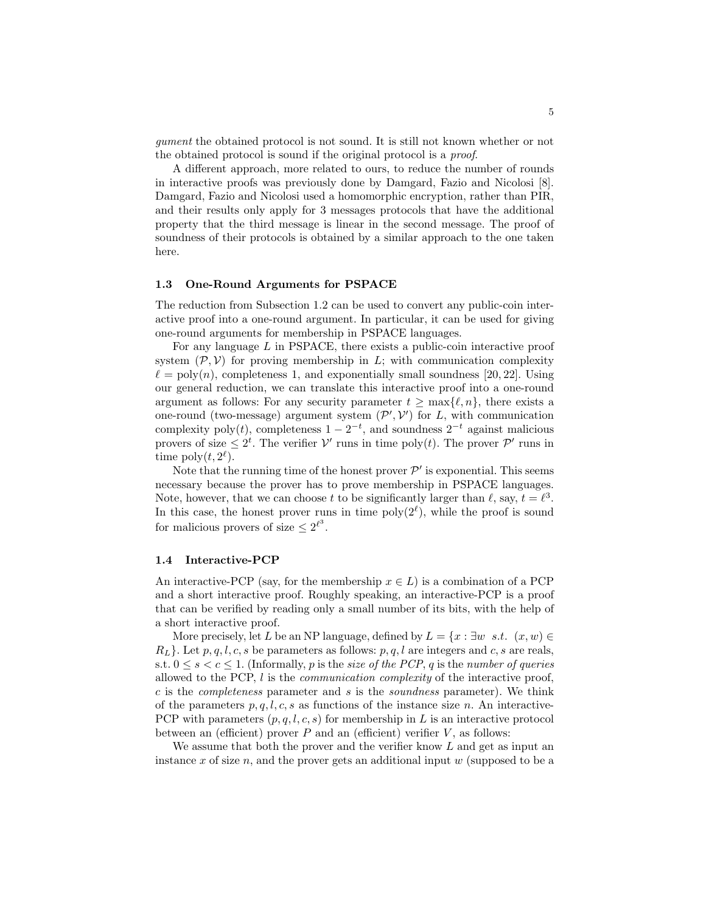*gument* the obtained protocol is not sound. It is still not known whether or not the obtained protocol is sound if the original protocol is a *proof*.

A different approach, more related to ours, to reduce the number of rounds in interactive proofs was previously done by Damgard, Fazio and Nicolosi [8]. Damgard, Fazio and Nicolosi used a homomorphic encryption, rather than PIR, and their results only apply for 3 messages protocols that have the additional property that the third message is linear in the second message. The proof of soundness of their protocols is obtained by a similar approach to the one taken here.

### 1.3 One-Round Arguments for PSPACE

The reduction from Subsection 1.2 can be used to convert any public-coin interactive proof into a one-round argument. In particular, it can be used for giving one-round arguments for membership in PSPACE languages.

For any language $L$ in PSPACE, there exists a public-coin interactive proof system $(\mathcal{P}, \mathcal{V})$ for proving membership in $L$; with communication complexity $\ell = \text{poly}(n)$, completeness 1, and exponentially small soundness [20, 22]. Using our general reduction, we can translate this interactive proof into a one-round argument as follows: For any security parameter $t \geq \max\{\ell, n\}$, there exists a one-round (two-message) argument system $(\mathcal{P}', \mathcal{V}')$ for $L$, with communication complexity $\text{poly}(t)$, completeness $1 - 2^{-t}$, and soundness $2^{-t}$ against malicious provers of size $\leq 2^t$. The verifier $\mathcal{V}'$ runs in time $\text{poly}(t)$. The prover $\mathcal{P}'$ runs in time $\text{poly}(t, 2^{\ell})$.

Note that the running time of the honest prover $\mathcal{P}'$ is exponential. This seems necessary because the prover has to prove membership in PSPACE languages. Note, however, that we can choose $t$ to be significantly larger than $\ell$, say, $t = \ell^3$. In this case, the honest prover runs in time $\text{poly}(2^{\ell})$, while the proof is sound for malicious provers of size $\leq 2^{\ell^3}$.

### 1.4 Interactive-PCP

An interactive-PCP (say, for the membership $x \in L$) is a combination of a PCP and a short interactive proof. Roughly speaking, an interactive-PCP is a proof that can be verified by reading only a small number of its bits, with the help of a short interactive proof.

More precisely, let $L$ be an NP language, defined by $L = \{x : \exists w \;\; s.t. \;\; (x, w) \in R_L\}$. Let $p, q, l, c, s$ be parameters as follows: $p, q, l$ are integers and $c, s$ are reals, s.t. $0 \leq s < c \leq 1$. (Informally, $p$ is the *size of the PCP*, $q$ is the *number of queries* allowed to the PCP, $l$ is the *communication complexity* of the interactive proof, $c$ is the *completeness* parameter and $s$ is the *soundness* parameter). We think of the parameters $p, q, l, c, s$ as functions of the instance size $n$. An interactive-PCP with parameters $(p, q, l, c, s)$ for membership in $L$ is an interactive protocol between an (efficient) prover $P$ and an (efficient) verifier $V$, as follows:

We assume that both the prover and the verifier know $L$ and get as input an instance $x$ of size $n$, and the prover gets an additional input $w$ (supposed to be a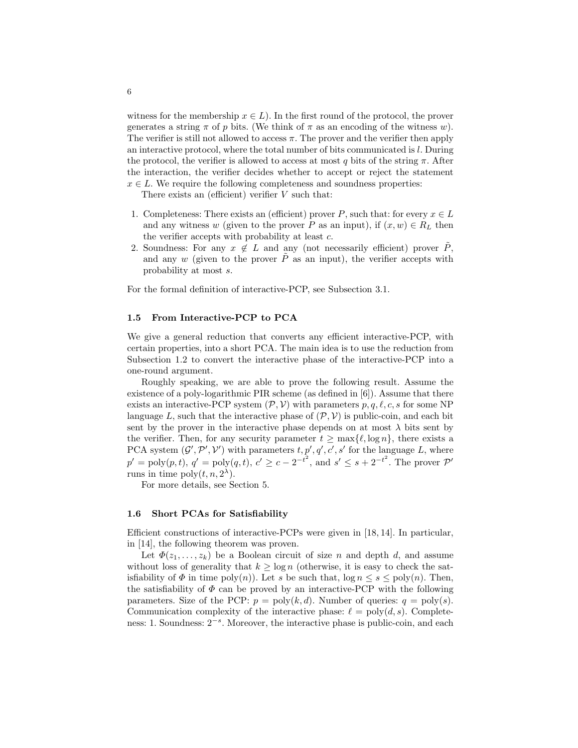witness for the membership $x \in L$). In the first round of the protocol, the prover generates a string $\pi$ of $p$ bits. (We think of $\pi$ as an encoding of the witness $w$). The verifier is still not allowed to access $\pi$. The prover and the verifier then apply an interactive protocol, where the total number of bits communicated is $l$. During the protocol, the verifier is allowed to access at most $q$ bits of the string $\pi$. After the interaction, the verifier decides whether to accept or reject the statement $x \in L$. We require the following completeness and soundness properties:

There exists an (efficient) verifier $V$ such that:

1. Completeness: There exists an (efficient) prover $P$, such that: for every $x \in L$ and any witness $w$ (given to the prover $P$ as an input), if $(x, w) \in R_L$ then the verifier accepts with probability at least $c$.
2. Soundness: For any $x \notin L$ and any (not necessarily efficient) prover $\tilde{P}$, and any $w$ (given to the prover $\tilde{P}$ as an input), the verifier accepts with probability at most $s$.

For the formal definition of interactive-PCP, see Subsection 3.1.

### 1.5 From Interactive-PCP to PCA

We give a general reduction that converts any efficient interactive-PCP, with certain properties, into a short PCA. The main idea is to use the reduction from Subsection 1.2 to convert the interactive phase of the interactive-PCP into a one-round argument.

Roughly speaking, we are able to prove the following result. Assume the existence of a poly-logarithmic PIR scheme (as defined in [6]). Assume that there exists an interactive-PCP system $(\mathcal{P}, \mathcal{V})$ with parameters $p, q, \ell, c, s$ for some NP language $L$, such that the interactive phase of $(\mathcal{P}, \mathcal{V})$ is public-coin, and each bit sent by the prover in the interactive phase depends on at most $\lambda$ bits sent by the verifier. Then, for any security parameter $t \geq \max\{\ell, \log n\}$, there exists a PCA system $(\mathcal{G}', \mathcal{P}', \mathcal{V}')$ with parameters $t, p', q', c', s'$ for the language $L$, where $p' = \text{poly}(p, t)$, $q' = \text{poly}(q, t)$, $c' \geq c - 2^{-t^2}$, and $s' \leq s + 2^{-t^2}$. The prover $\mathcal{P}'$ runs in time $\text{poly}(t, n, 2^{\lambda})$.

For more details, see Section 5.

### 1.6 Short PCAs for Satisfiability

Efficient constructions of interactive-PCPs were given in [18, 14]. In particular, in [14], the following theorem was proven.

Let $\Phi(z_1, \ldots, z_k)$ be a Boolean circuit of size $n$ and depth $d$, and assume without loss of generality that $k \geq \log n$ (otherwise, it is easy to check the satisfiability of $\Phi$ in time $\text{poly}(n)$). Let $s$ be such that, $\log n \leq s \leq \text{poly}(n)$. Then, the satisfiability of $\Phi$ can be proved by an interactive-PCP with the following parameters. Size of the PCP: $p = \text{poly}(k, d)$. Number of queries: $q = \text{poly}(s)$. Communication complexity of the interactive phase: $\ell = \text{poly}(d, s)$. Completeness: 1. Soundness: $2^{-s}$. Moreover, the interactive phase is public-coin, and each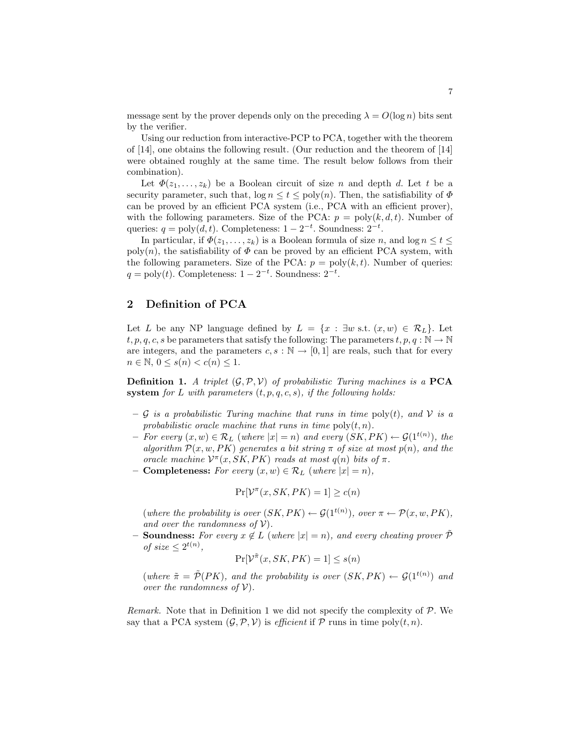message sent by the prover depends only on the preceding $\lambda = O(\log n)$ bits sent by the verifier.

Using our reduction from interactive-PCP to PCA, together with the theorem of [14], one obtains the following result. (Our reduction and the theorem of [14] were obtained roughly at the same time. The result below follows from their combination).

Let $\Phi(z_1, \ldots, z_k)$ be a Boolean circuit of size $n$ and depth $d$. Let $t$ be a security parameter, such that, $\log n \leq t \leq \text{poly}(n)$. Then, the satisfiability of $\Phi$ can be proved by an efficient PCA system (i.e., PCA with an efficient prover), with the following parameters. Size of the PCA: $p = \text{poly}(k, d, t)$. Number of queries: $q = \text{poly}(d, t)$. Completeness: $1 - 2^{-t}$. Soundness: $2^{-t}$.

In particular, if $\Phi(z_1, \ldots, z_k)$ is a Boolean formula of size $n$, and $\log n \leq t \leq \text{poly}(n)$, the satisfiability of $\Phi$ can be proved by an efficient PCA system, with the following parameters. Size of the PCA: $p = \text{poly}(k, t)$. Number of queries: $q = \text{poly}(t)$. Completeness: $1 - 2^{-t}$. Soundness: $2^{-t}$.

## 2 Definition of PCA

Let $L$ be any NP language defined by $L = \{x : \exists w \text{ s.t. } (x, w) \in \mathcal{R}_L\}$. Let $t, p, q, c, s$ be parameters that satisfy the following: The parameters $t, p, q : \mathbb{N} \rightarrow \mathbb{N}$ are integers, and the parameters $c, s : \mathbb{N} \rightarrow [0, 1]$ are reals, such that for every $n \in \mathbb{N}$, $0 \leq s(n) < c(n) \leq 1$.

**Definition 1.** *A triplet $(\mathcal{G}, \mathcal{P}, \mathcal{V})$ of probabilistic Turing machines is a* **PCA system** *for $L$ with parameters $(t, p, q, c, s)$, if the following holds:*

- *$\mathcal{G}$ is a probabilistic Turing machine that runs in time $\text{poly}(t)$, and $\mathcal{V}$ is a probabilistic oracle machine that runs in time $\text{poly}(t, n)$.*
- *For every $(x, w) \in \mathcal{R}_L$ (where $|x| = n$) and every $(SK, PK) \leftarrow \mathcal{G}(1^{t(n)})$, the algorithm $\mathcal{P}(x, w, PK)$ generates a bit string $\pi$ of size at most $p(n)$, and the oracle machine $\mathcal{V}^{\pi}(x, SK, PK)$ reads at most $q(n)$ bits of $\pi$.*
- **Completeness:** *For every $(x, w) \in \mathcal{R}_L$ (where $|x| = n$),*

$$\Pr[\mathcal{V}^{\pi}(x, SK, PK) = 1] \geq c(n)$$

  *(where the probability is over $(SK, PK) \leftarrow \mathcal{G}(1^{t(n)})$, over $\pi \leftarrow \mathcal{P}(x, w, PK)$, and over the randomness of $\mathcal{V}$).*
- **Soundness:** *For every $x \notin L$ (where $|x| = n$), and every cheating prover $\tilde{\mathcal{P}}$ of size $\leq 2^{t(n)}$,*

$$\Pr[\mathcal{V}^{\tilde{\pi}}(x, SK, PK) = 1] \leq s(n)$$

  *(where $\tilde{\pi} = \tilde{\mathcal{P}}(PK)$, and the probability is over $(SK, PK) \leftarrow \mathcal{G}(1^{t(n)})$ and over the randomness of $\mathcal{V}$).*

*Remark.* Note that in Definition 1 we did not specify the complexity of $\mathcal{P}$. We say that a PCA system $(\mathcal{G}, \mathcal{P}, \mathcal{V})$ is *efficient* if $\mathcal{P}$ runs in time $\text{poly}(t, n)$.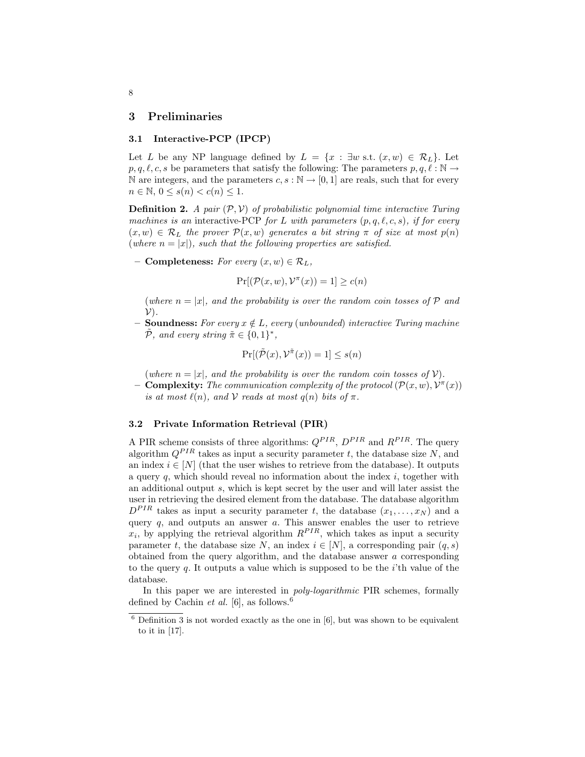## 3 Preliminaries

### 3.1 Interactive-PCP (IPCP)

Let $L$ be any NP language defined by $L = \{x : \exists w \text{ s.t. } (x, w) \in \mathcal{R}_L\}$. Let $p, q, \ell, c, s$ be parameters that satisfy the following: The parameters $p, q, \ell : \mathbb{N} \to \mathbb{N}$ are integers, and the parameters $c, s : \mathbb{N} \to [0, 1]$ are reals, such that for every $n \in \mathbb{N}$, $0 \leq s(n) < c(n) \leq 1$.

**Definition 2.** *A pair $(\mathcal{P}, \mathcal{V})$ of probabilistic polynomial time interactive Turing machines is an* interactive-PCP *for $L$ with parameters $(p, q, \ell, c, s)$, if for every $(x, w) \in \mathcal{R}_L$ the prover $\mathcal{P}(x, w)$ generates a bit string $\pi$ of size at most $p(n)$ (where $n = |x|$), such that the following properties are satisfied.*

- **Completeness:** *For every $(x, w) \in \mathcal{R}_L$,*

$$\Pr[(\mathcal{P}(x, w), \mathcal{V}^{\pi}(x)) = 1] \geq c(n)$$

*(where $n = |x|$, and the probability is over the random coin tosses of $\mathcal{P}$ and $\mathcal{V}$).*

- **Soundness:** *For every $x \notin L$, every (unbounded) interactive Turing machine $\tilde{\mathcal{P}}$, and every string $\tilde{\pi} \in \{0, 1\}^*$,*

$$\Pr[(\tilde{\mathcal{P}}(x), \mathcal{V}^{\tilde{\pi}}(x)) = 1] \leq s(n)$$

*(where $n = |x|$, and the probability is over the random coin tosses of $\mathcal{V}$).*

- **Complexity:** *The communication complexity of the protocol $(\mathcal{P}(x, w), \mathcal{V}^{\pi}(x))$ is at most $\ell(n)$, and $\mathcal{V}$ reads at most $q(n)$ bits of $\pi$.*

### 3.2 Private Information Retrieval (PIR)

A PIR scheme consists of three algorithms: $Q^{PIR}$, $D^{PIR}$ and $R^{PIR}$. The query algorithm $Q^{PIR}$ takes as input a security parameter $t$, the database size $N$, and an index $i \in [N]$ (that the user wishes to retrieve from the database). It outputs a query $q$, which should reveal no information about the index $i$, together with an additional output $s$, which is kept secret by the user and will later assist the user in retrieving the desired element from the database. The database algorithm $D^{PIR}$ takes as input a security parameter $t$, the database $(x_1, \ldots, x_N)$ and a query $q$, and outputs an answer $a$. This answer enables the user to retrieve $x_i$, by applying the retrieval algorithm $R^{PIR}$, which takes as input a security parameter $t$, the database size $N$, an index $i \in [N]$, a corresponding pair $(q, s)$ obtained from the query algorithm, and the database answer $a$ corresponding to the query $q$. It outputs a value which is supposed to be the $i$'th value of the database.

In this paper we are interested in *poly-logarithmic* PIR schemes, formally defined by Cachin *et al.* [6], as follows.[6]

[6] Definition 3 is not worded exactly as the one in [6], but was shown to be equivalent to it in [17].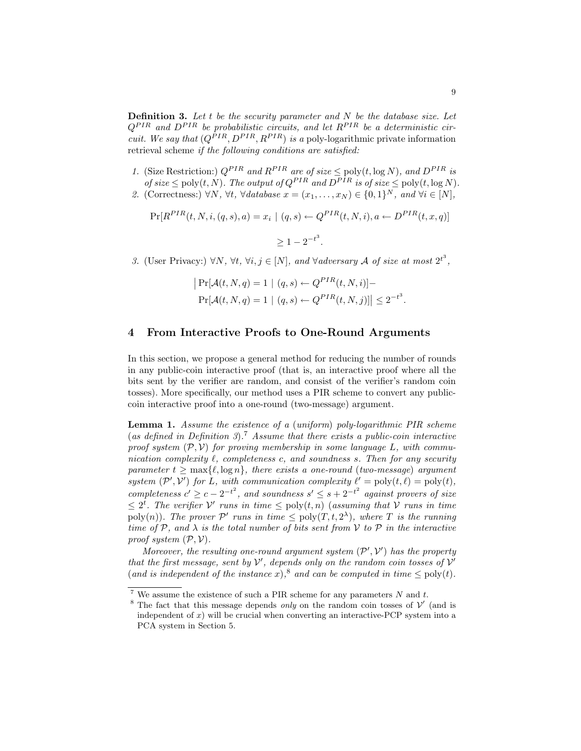**Definition 3.** *Let $t$ be the security parameter and $N$ be the database size. Let $Q^{PIR}$ and $D^{PIR}$ be probabilistic circuits, and let $R^{PIR}$ be a deterministic circuit. We say that $(Q^{PIR}, D^{PIR}, R^{PIR})$ is a* poly-logarithmic private information retrieval scheme *if the following conditions are satisfied:*

1. (Size Restriction:) *$Q^{PIR}$ and $R^{PIR}$ are of size $\leq \text{poly}(t, \log N)$, and $D^{PIR}$ is of size $\leq \text{poly}(t, N)$. The output of $Q^{PIR}$ and $D^{PIR}$ is of size $\leq \text{poly}(t, \log N)$.*
2. (Correctness:) *$\forall N$, $\forall t$, $\forall$database $x = (x_1, \ldots, x_N) \in \{0,1\}^N$, and $\forall i \in [N]$,*

$$\Pr[R^{PIR}(t, N, i, (q, s), a) = x_i \mid (q, s) \leftarrow Q^{PIR}(t, N, i), a \leftarrow D^{PIR}(t, x, q)] \geq 1 - 2^{-t^3}.$$

3. (User Privacy:) *$\forall N$, $\forall t$, $\forall i, j \in [N]$, and $\forall$adversary $\mathcal{A}$ of size at most $2^{t^3}$,*

$$\big| \Pr[\mathcal{A}(t, N, q) = 1 \mid (q, s) \leftarrow Q^{PIR}(t, N, i)] - \Pr[\mathcal{A}(t, N, q) = 1 \mid (q, s) \leftarrow Q^{PIR}(t, N, j)] \big| \leq 2^{-t^3}.$$

## 4 From Interactive Proofs to One-Round Arguments

In this section, we propose a general method for reducing the number of rounds in any public-coin interactive proof (that is, an interactive proof where all the bits sent by the verifier are random, and consist of the verifier's random coin tosses). More specifically, our method uses a PIR scheme to convert any public-coin interactive proof into a one-round (two-message) argument.

**Lemma 1.** *Assume the existence of a (uniform) poly-logarithmic PIR scheme (as defined in Definition 3).*[7] *Assume that there exists a public-coin interactive proof system $(\mathcal{P}, \mathcal{V})$ for proving membership in some language $L$, with communication complexity $\ell$, completeness $c$, and soundness $s$. Then for any security parameter $t \geq \max\{\ell, \log n\}$, there exists a one-round (two-message) argument system $(\mathcal{P}', \mathcal{V}')$ for $L$, with communication complexity $\ell' = \text{poly}(t, \ell) = \text{poly}(t)$, completeness $c' \geq c - 2^{-t^2}$, and soundness $s' \leq s + 2^{-t^2}$ against provers of size $\leq 2^t$. The verifier $\mathcal{V}'$ runs in time $\leq \text{poly}(t, n)$ (assuming that $\mathcal{V}$ runs in time $\text{poly}(n)$). The prover $\mathcal{P}'$ runs in time $\leq \text{poly}(T, t, 2^\lambda)$, where $T$ is the running time of $\mathcal{P}$, and $\lambda$ is the total number of bits sent from $\mathcal{V}$ to $\mathcal{P}$ in the interactive proof system $(\mathcal{P}, \mathcal{V})$.*

*Moreover, the resulting one-round argument system $(\mathcal{P}', \mathcal{V}')$ has the property that the first message, sent by $\mathcal{V}'$, depends only on the random coin tosses of $\mathcal{V}'$ (and is independent of the instance $x$),*[8] *and can be computed in time $\leq \text{poly}(t)$.*

---

[7] We assume the existence of such a PIR scheme for any parameters $N$ and $t$.

[8] The fact that this message depends *only* on the random coin tosses of $\mathcal{V}'$ (and is independent of $x$) will be crucial when converting an interactive-PCP system into a PCA system in Section 5.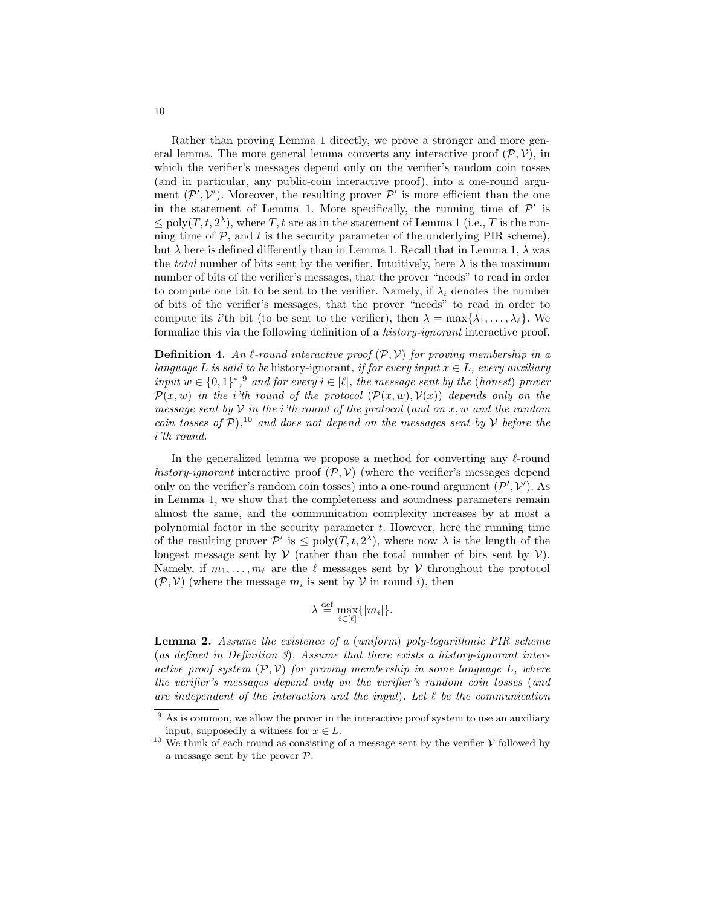Rather than proving Lemma 1 directly, we prove a stronger and more general lemma. The more general lemma converts any interactive proof $(\mathcal{P}, \mathcal{V})$, in which the verifier's messages depend only on the verifier's random coin tosses (and in particular, any public-coin interactive proof), into a one-round argument $(\mathcal{P}', \mathcal{V}')$. Moreover, the resulting prover $\mathcal{P}'$ is more efficient than the one in the statement of Lemma 1. More specifically, the running time of $\mathcal{P}'$ is $\leq \mathrm{poly}(T, t, 2^{\lambda})$, where $T, t$ are as in the statement of Lemma 1 (i.e., $T$ is the running time of $\mathcal{P}$, and $t$ is the security parameter of the underlying PIR scheme), but $\lambda$ here is defined differently than in Lemma 1. Recall that in Lemma 1, $\lambda$ was the *total* number of bits sent by the verifier. Intuitively, here $\lambda$ is the maximum number of bits of the verifier's messages, that the prover "needs" to read in order to compute one bit to be sent to the verifier. Namely, if $\lambda_i$ denotes the number of bits of the verifier's messages, that the prover "needs" to read in order to compute its $i$'th bit (to be sent to the verifier), then $\lambda = \max\{\lambda_1, \ldots, \lambda_\ell\}$. We formalize this via the following definition of a *history-ignorant* interactive proof.

**Definition 4.** *An $\ell$-round interactive proof $(\mathcal{P}, \mathcal{V})$ for proving membership in a language $L$ is said to be* history-ignorant*, if for every input $x \in L$, every auxiliary input $w \in \{0,1\}^*$,*[9] *and for every $i \in [\ell]$, the message sent by the (honest) prover $\mathcal{P}(x, w)$ in the $i$'th round of the protocol $(\mathcal{P}(x, w), \mathcal{V}(x))$ depends only on the message sent by $\mathcal{V}$ in the $i$'th round of the protocol (and on $x, w$ and the random coin tosses of $\mathcal{P}$),*[10] *and does not depend on the messages sent by $\mathcal{V}$ before the $i$'th round.*

In the generalized lemma we propose a method for converting any $\ell$-round *history-ignorant* interactive proof $(\mathcal{P}, \mathcal{V})$ (where the verifier's messages depend only on the verifier's random coin tosses) into a one-round argument $(\mathcal{P}', \mathcal{V}')$. As in Lemma 1, we show that the completeness and soundness parameters remain almost the same, and the communication complexity increases by at most a polynomial factor in the security parameter $t$. However, here the running time of the resulting prover $\mathcal{P}'$ is $\leq \mathrm{poly}(T, t, 2^{\lambda})$, where now $\lambda$ is the length of the longest message sent by $\mathcal{V}$ (rather than the total number of bits sent by $\mathcal{V}$). Namely, if $m_1, \ldots, m_\ell$ are the $\ell$ messages sent by $\mathcal{V}$ throughout the protocol $(\mathcal{P}, \mathcal{V})$ (where the message $m_i$ is sent by $\mathcal{V}$ in round $i$), then

$$\lambda \stackrel{\text{def}}{=} \max_{i \in [\ell]}\{|m_i|\}.$$

**Lemma 2.** *Assume the existence of a (uniform) poly-logarithmic PIR scheme (as defined in Definition 3). Assume that there exists a history-ignorant interactive proof system $(\mathcal{P}, \mathcal{V})$ for proving membership in some language $L$, where the verifier's messages depend only on the verifier's random coin tosses (and are independent of the interaction and the input). Let $\ell$ be the communication*

---

[9] As is common, we allow the prover in the interactive proof system to use an auxiliary input, supposedly a witness for $x \in L$.

[10] We think of each round as consisting of a message sent by the verifier $\mathcal{V}$ followed by a message sent by the prover $\mathcal{P}$.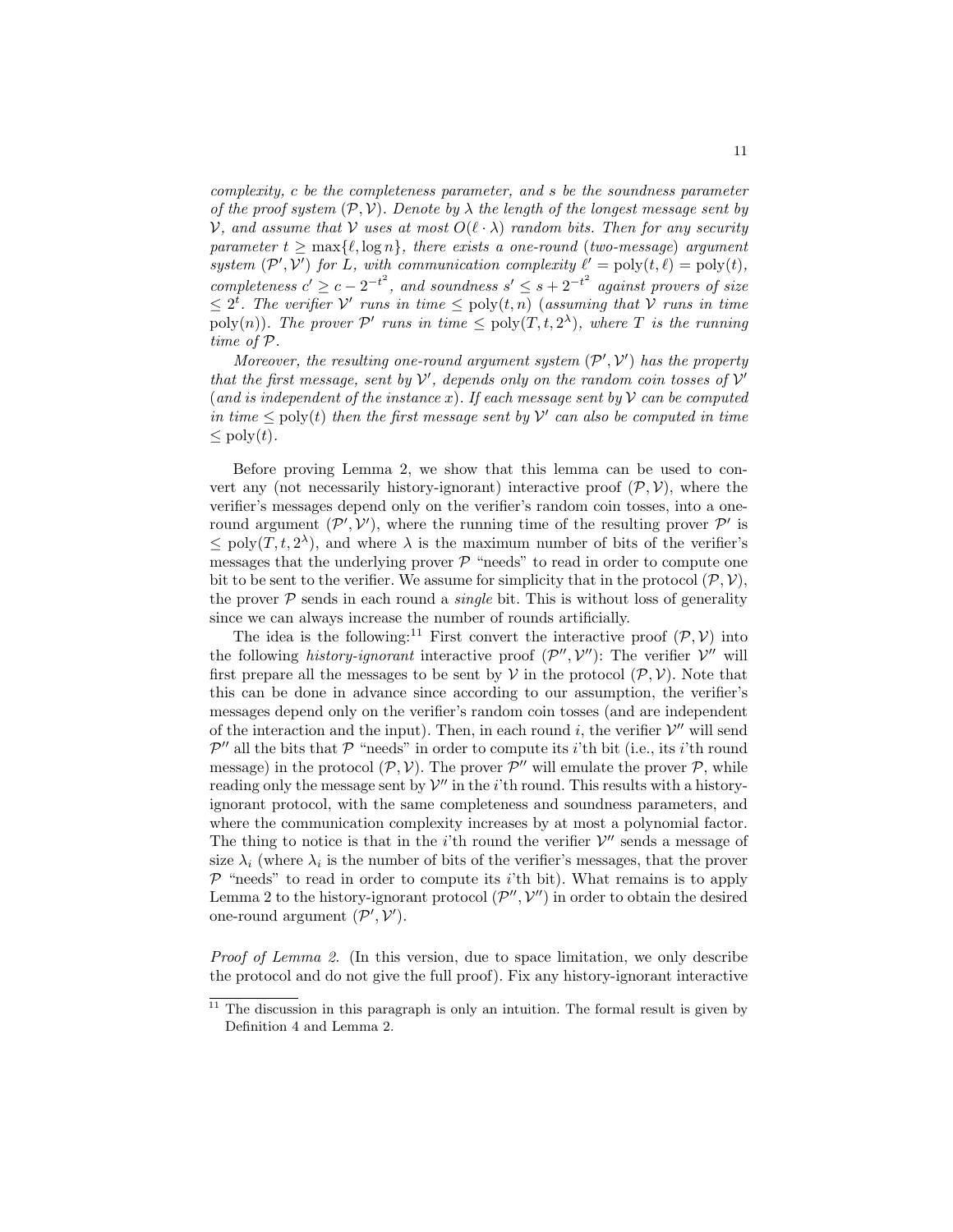*complexity, c be the completeness parameter, and s be the soundness parameter of the proof system $(\mathcal{P}, \mathcal{V})$. Denote by $\lambda$ the length of the longest message sent by $\mathcal{V}$, and assume that $\mathcal{V}$ uses at most $O(\ell \cdot \lambda)$ random bits. Then for any security parameter $t \geq \max\{\ell, \log n\}$, there exists a one-round (two-message) argument system $(\mathcal{P}', \mathcal{V}')$ for $L$, with communication complexity $\ell' = \text{poly}(t, \ell) = \text{poly}(t)$, completeness $c' \geq c - 2^{-t^2}$, and soundness $s' \leq s + 2^{-t^2}$ against provers of size $\leq 2^t$. The verifier $\mathcal{V}'$ runs in time $\leq \text{poly}(t, n)$ (assuming that $\mathcal{V}$ runs in time $\text{poly}(n)$). The prover $\mathcal{P}'$ runs in time $\leq \text{poly}(T, t, 2^\lambda)$, where $T$ is the running time of $\mathcal{P}$.*

*Moreover, the resulting one-round argument system $(\mathcal{P}', \mathcal{V}')$ has the property that the first message, sent by $\mathcal{V}'$, depends only on the random coin tosses of $\mathcal{V}'$ (and is independent of the instance $x$). If each message sent by $\mathcal{V}$ can be computed in time $\leq \text{poly}(t)$ then the first message sent by $\mathcal{V}'$ can also be computed in time $\leq \text{poly}(t)$.*

Before proving Lemma 2, we show that this lemma can be used to convert any (not necessarily history-ignorant) interactive proof $(\mathcal{P}, \mathcal{V})$, where the verifier's messages depend only on the verifier's random coin tosses, into a one-round argument $(\mathcal{P}', \mathcal{V}')$, where the running time of the resulting prover $\mathcal{P}'$ is $\leq \text{poly}(T, t, 2^\lambda)$, and where $\lambda$ is the maximum number of bits of the verifier's messages that the underlying prover $\mathcal{P}$ "needs" to read in order to compute one bit to be sent to the verifier. We assume for simplicity that in the protocol $(\mathcal{P}, \mathcal{V})$, the prover $\mathcal{P}$ sends in each round a *single* bit. This is without loss of generality since we can always increase the number of rounds artificially.

The idea is the following:[11] First convert the interactive proof $(\mathcal{P}, \mathcal{V})$ into the following *history-ignorant* interactive proof $(\mathcal{P}'', \mathcal{V}'')$: The verifier $\mathcal{V}''$ will first prepare all the messages to be sent by $\mathcal{V}$ in the protocol $(\mathcal{P}, \mathcal{V})$. Note that this can be done in advance since according to our assumption, the verifier's messages depend only on the verifier's random coin tosses (and are independent of the interaction and the input). Then, in each round $i$, the verifier $\mathcal{V}''$ will send $\mathcal{P}''$ all the bits that $\mathcal{P}$ "needs" in order to compute its $i$'th bit (i.e., its $i$'th round message) in the protocol $(\mathcal{P}, \mathcal{V})$. The prover $\mathcal{P}''$ will emulate the prover $\mathcal{P}$, while reading only the message sent by $\mathcal{V}''$ in the $i$'th round. This results with a history-ignorant protocol, with the same completeness and soundness parameters, and where the communication complexity increases by at most a polynomial factor. The thing to notice is that in the $i$'th round the verifier $\mathcal{V}''$ sends a message of size $\lambda_i$ (where $\lambda_i$ is the number of bits of the verifier's messages, that the prover $\mathcal{P}$ "needs" to read in order to compute its $i$'th bit). What remains is to apply Lemma 2 to the history-ignorant protocol $(\mathcal{P}'', \mathcal{V}'')$ in order to obtain the desired one-round argument $(\mathcal{P}', \mathcal{V}')$.

*Proof of Lemma 2.* (In this version, due to space limitation, we only describe the protocol and do not give the full proof). Fix any history-ignorant interactive

[11] The discussion in this paragraph is only an intuition. The formal result is given by Definition 4 and Lemma 2.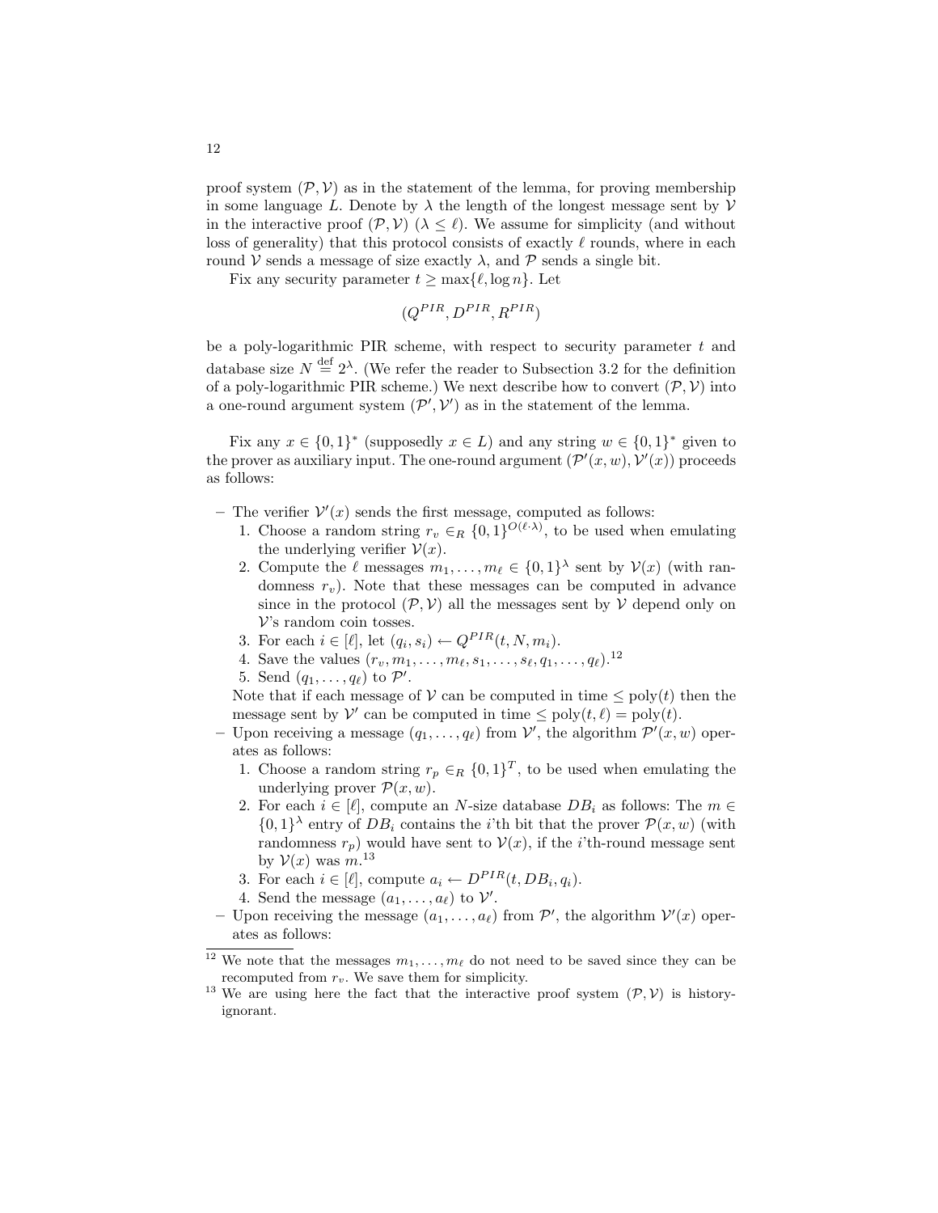proof system $(\mathcal{P}, \mathcal{V})$ as in the statement of the lemma, for proving membership in some language $L$. Denote by $\lambda$ the length of the longest message sent by $\mathcal{V}$ in the interactive proof $(\mathcal{P}, \mathcal{V})$ $(\lambda \leq \ell)$. We assume for simplicity (and without loss of generality) that this protocol consists of exactly $\ell$ rounds, where in each round $\mathcal{V}$ sends a message of size exactly $\lambda$, and $\mathcal{P}$ sends a single bit.

Fix any security parameter $t \geq \max\{\ell, \log n\}$. Let

$$(Q^{PIR}, D^{PIR}, R^{PIR})$$

be a poly-logarithmic PIR scheme, with respect to security parameter $t$ and database size $N \stackrel{\text{def}}{=} 2^{\lambda}$. (We refer the reader to Subsection 3.2 for the definition of a poly-logarithmic PIR scheme.) We next describe how to convert $(\mathcal{P}, \mathcal{V})$ into a one-round argument system $(\mathcal{P}', \mathcal{V}')$ as in the statement of the lemma.

Fix any $x \in \{0,1\}^*$ (supposedly $x \in L$) and any string $w \in \{0,1\}^*$ given to the prover as auxiliary input. The one-round argument $(\mathcal{P}'(x, w), \mathcal{V}'(x))$ proceeds as follows:

- The verifier $\mathcal{V}'(x)$ sends the first message, computed as follows:
  1. Choose a random string $r_v \in_R \{0,1\}^{O(\ell \cdot \lambda)}$, to be used when emulating the underlying verifier $\mathcal{V}(x)$.
  2. Compute the $\ell$ messages $m_1, \ldots, m_\ell \in \{0,1\}^\lambda$ sent by $\mathcal{V}(x)$ (with randomness $r_v$). Note that these messages can be computed in advance since in the protocol $(\mathcal{P}, \mathcal{V})$ all the messages sent by $\mathcal{V}$ depend only on $\mathcal{V}$'s random coin tosses.
  3. For each $i \in [\ell]$, let $(q_i, s_i) \leftarrow Q^{PIR}(t, N, m_i)$.
  4. Save the values $(r_v, m_1, \ldots, m_\ell, s_1, \ldots, s_\ell, q_1, \ldots, q_\ell)$.[12]
  5. Send $(q_1, \ldots, q_\ell)$ to $\mathcal{P}'$.

  Note that if each message of $\mathcal{V}$ can be computed in time $\leq \text{poly}(t)$ then the message sent by $\mathcal{V}'$ can be computed in time $\leq \text{poly}(t, \ell) = \text{poly}(t)$.
- Upon receiving a message $(q_1, \ldots, q_\ell)$ from $\mathcal{V}'$, the algorithm $\mathcal{P}'(x, w)$ operates as follows:
  1. Choose a random string $r_p \in_R \{0,1\}^T$, to be used when emulating the underlying prover $\mathcal{P}(x, w)$.
  2. For each $i \in [\ell]$, compute an $N$-size database $DB_i$ as follows: The $m \in \{0,1\}^\lambda$ entry of $DB_i$ contains the $i$'th bit that the prover $\mathcal{P}(x, w)$ (with randomness $r_p$) would have sent to $\mathcal{V}(x)$, if the $i$'th-round message sent by $\mathcal{V}(x)$ was $m$.[13]
  3. For each $i \in [\ell]$, compute $a_i \leftarrow D^{PIR}(t, DB_i, q_i)$.
  4. Send the message $(a_1, \ldots, a_\ell)$ to $\mathcal{V}'$.
- Upon receiving the message $(a_1, \ldots, a_\ell)$ from $\mathcal{P}'$, the algorithm $\mathcal{V}'(x)$ operates as follows:

[12] We note that the messages $m_1, \ldots, m_\ell$ do not need to be saved since they can be recomputed from $r_v$. We save them for simplicity.

[13] We are using here the fact that the interactive proof system $(\mathcal{P}, \mathcal{V})$ is history-ignorant.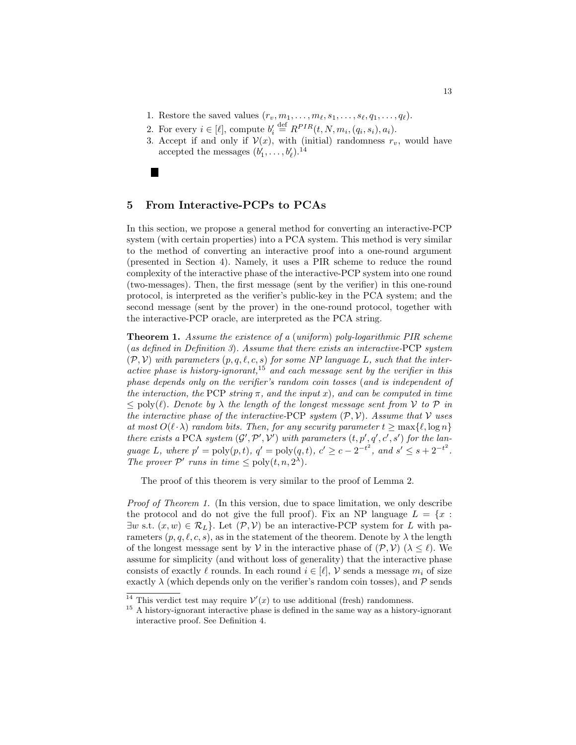1. Restore the saved values $(r_v, m_1, \dots, m_\ell, s_1, \dots, s_\ell, q_1, \dots, q_\ell)$.
2. For every $i \in [\ell]$, compute $b'_i \stackrel{\text{def}}{=} R^{PIR}(t, N, m_i, (q_i, s_i), a_i)$.
3. Accept if and only if $\mathcal{V}(x)$, with (initial) randomness $r_v$, would have accepted the messages $(b'_1, \dots, b'_\ell)$.[14]

■

## 5 From Interactive-PCPs to PCAs

In this section, we propose a general method for converting an interactive-PCP system (with certain properties) into a PCA system. This method is very similar to the method of converting an interactive proof into a one-round argument (presented in Section 4). Namely, it uses a PIR scheme to reduce the round complexity of the interactive phase of the interactive-PCP system into one round (two-messages). Then, the first message (sent by the verifier) in this one-round protocol, is interpreted as the verifier's public-key in the PCA system; and the second message (sent by the prover) in the one-round protocol, together with the interactive-PCP oracle, are interpreted as the PCA string.

**Theorem 1.** *Assume the existence of a (uniform) poly-logarithmic PIR scheme (as defined in Definition 3). Assume that there exists an interactive-*PCP *system $(\mathcal{P}, \mathcal{V})$ with parameters $(p, q, \ell, c, s)$ for some NP language $L$, such that the interactive phase is history-ignorant,*[15] *and each message sent by the verifier in this phase depends only on the verifier's random coin tosses (and is independent of the interaction, the* PCP *string $\pi$, and the input $x$), and can be computed in time $\leq \text{poly}(\ell)$. Denote by $\lambda$ the length of the longest message sent from $\mathcal{V}$ to $\mathcal{P}$ in the interactive phase of the interactive-*PCP *system $(\mathcal{P}, \mathcal{V})$. Assume that $\mathcal{V}$ uses at most $O(\ell \cdot \lambda)$ random bits. Then, for any security parameter $t \geq \max\{\ell, \log n\}$ there exists a* PCA *system $(\mathcal{G}', \mathcal{P}', \mathcal{V}')$ with parameters $(t, p', q', c', s')$ for the language $L$, where $p' = \text{poly}(p, t)$, $q' = \text{poly}(q, t)$, $c' \geq c - 2^{-t^2}$, and $s' \leq s + 2^{-t^2}$. The prover $\mathcal{P}'$ runs in time $\leq \text{poly}(t, n, 2^\lambda)$.*

The proof of this theorem is very similar to the proof of Lemma 2.

*Proof of Theorem 1.* (In this version, due to space limitation, we only describe the protocol and do not give the full proof). Fix an NP language $L = \{x : \exists w \text{ s.t. } (x, w) \in \mathcal{R}_L\}$. Let $(\mathcal{P}, \mathcal{V})$ be an interactive-PCP system for $L$ with parameters $(p, q, \ell, c, s)$, as in the statement of the theorem. Denote by $\lambda$ the length of the longest message sent by $\mathcal{V}$ in the interactive phase of $(\mathcal{P}, \mathcal{V})$ ($\lambda \leq \ell$). We assume for simplicity (and without loss of generality) that the interactive phase consists of exactly $\ell$ rounds. In each round $i \in [\ell]$, $\mathcal{V}$ sends a message $m_i$ of size exactly $\lambda$ (which depends only on the verifier's random coin tosses), and $\mathcal{P}$ sends

[14] This verdict test may require $\mathcal{V}'(x)$ to use additional (fresh) randomness.

[15] A history-ignorant interactive phase is defined in the same way as a history-ignorant interactive proof. See Definition 4.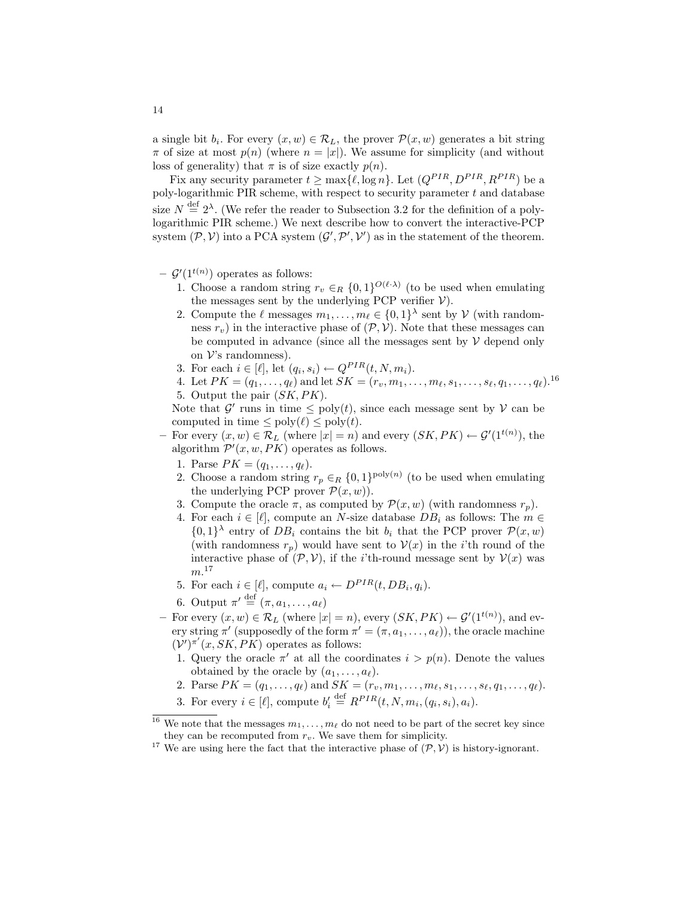a single bit $b_i$. For every $(x, w) \in \mathcal{R}_L$, the prover $\mathcal{P}(x, w)$ generates a bit string $\pi$ of size at most $p(n)$ (where $n = |x|$). We assume for simplicity (and without loss of generality) that $\pi$ is of size exactly $p(n)$.

Fix any security parameter $t \geq \max\{\ell, \log n\}$. Let $(Q^{PIR}, D^{PIR}, R^{PIR})$ be a poly-logarithmic PIR scheme, with respect to security parameter $t$ and database size $N \stackrel{\text{def}}{=} 2^\lambda$. (We refer the reader to Subsection 3.2 for the definition of a poly-logarithmic PIR scheme.) We next describe how to convert the interactive-PCP system $(\mathcal{P}, \mathcal{V})$ into a PCA system $(\mathcal{G}', \mathcal{P}', \mathcal{V}')$ as in the statement of the theorem.

- $\mathcal{G}'(1^{t(n)})$ operates as follows:
  1. Choose a random string $r_v \in_R \{0,1\}^{O(\ell \cdot \lambda)}$ (to be used when emulating the messages sent by the underlying PCP verifier $\mathcal{V}$).
  2. Compute the $\ell$ messages $m_1, \ldots, m_\ell \in \{0,1\}^\lambda$ sent by $\mathcal{V}$ (with randomness $r_v$) in the interactive phase of $(\mathcal{P}, \mathcal{V})$. Note that these messages can be computed in advance (since all the messages sent by $\mathcal{V}$ depend only on $\mathcal{V}$'s randomness).
  3. For each $i \in [\ell]$, let $(q_i, s_i) \leftarrow Q^{PIR}(t, N, m_i)$.
  4. Let $PK = (q_1, \ldots, q_\ell)$ and let $SK = (r_v, m_1, \ldots, m_\ell, s_1, \ldots, s_\ell, q_1, \ldots, q_\ell)$.[16]
  5. Output the pair $(SK, PK)$.

  Note that $\mathcal{G}'$ runs in time $\leq \text{poly}(t)$, since each message sent by $\mathcal{V}$ can be computed in time $\leq \text{poly}(\ell) \leq \text{poly}(t)$.
- For every $(x, w) \in \mathcal{R}_L$ (where $|x| = n$) and every $(SK, PK) \leftarrow \mathcal{G}'(1^{t(n)})$, the algorithm $\mathcal{P}'(x, w, PK)$ operates as follows.
  1. Parse $PK = (q_1, \ldots, q_\ell)$.
  2. Choose a random string $r_p \in_R \{0,1\}^{\text{poly}(n)}$ (to be used when emulating the underlying PCP prover $\mathcal{P}(x, w)$).
  3. Compute the oracle $\pi$, as computed by $\mathcal{P}(x, w)$ (with randomness $r_p$).
  4. For each $i \in [\ell]$, compute an $N$-size database $DB_i$ as follows: The $m \in \{0,1\}^\lambda$ entry of $DB_i$ contains the bit $b_i$ that the PCP prover $\mathcal{P}(x, w)$ (with randomness $r_p$) would have sent to $\mathcal{V}(x)$ in the $i$'th round of the interactive phase of $(\mathcal{P}, \mathcal{V})$, if the $i$'th-round message sent by $\mathcal{V}(x)$ was $m$.[17]
  5. For each $i \in [\ell]$, compute $a_i \leftarrow D^{PIR}(t, DB_i, q_i)$.
  6. Output $\pi' \stackrel{\text{def}}{=} (\pi, a_1, \ldots, a_\ell)$
- For every $(x, w) \in \mathcal{R}_L$ (where $|x| = n$), every $(SK, PK) \leftarrow \mathcal{G}'(1^{t(n)})$, and every string $\pi'$ (supposedly of the form $\pi' = (\pi, a_1, \ldots, a_\ell)$), the oracle machine $(\mathcal{V}')^{\pi'}(x, SK, PK)$ operates as follows:
  1. Query the oracle $\pi'$ at all the coordinates $i > p(n)$. Denote the values obtained by the oracle by $(a_1, \ldots, a_\ell)$.
  2. Parse $PK = (q_1, \ldots, q_\ell)$ and $SK = (r_v, m_1, \ldots, m_\ell, s_1, \ldots, s_\ell, q_1, \ldots, q_\ell)$.
  3. For every $i \in [\ell]$, compute $b'_i \stackrel{\text{def}}{=} R^{PIR}(t, N, m_i, (q_i, s_i), a_i)$.

[16] We note that the messages $m_1, \ldots, m_\ell$ do not need to be part of the secret key since they can be recomputed from $r_v$. We save them for simplicity.

[17] We are using here the fact that the interactive phase of $(\mathcal{P}, \mathcal{V})$ is history-ignorant.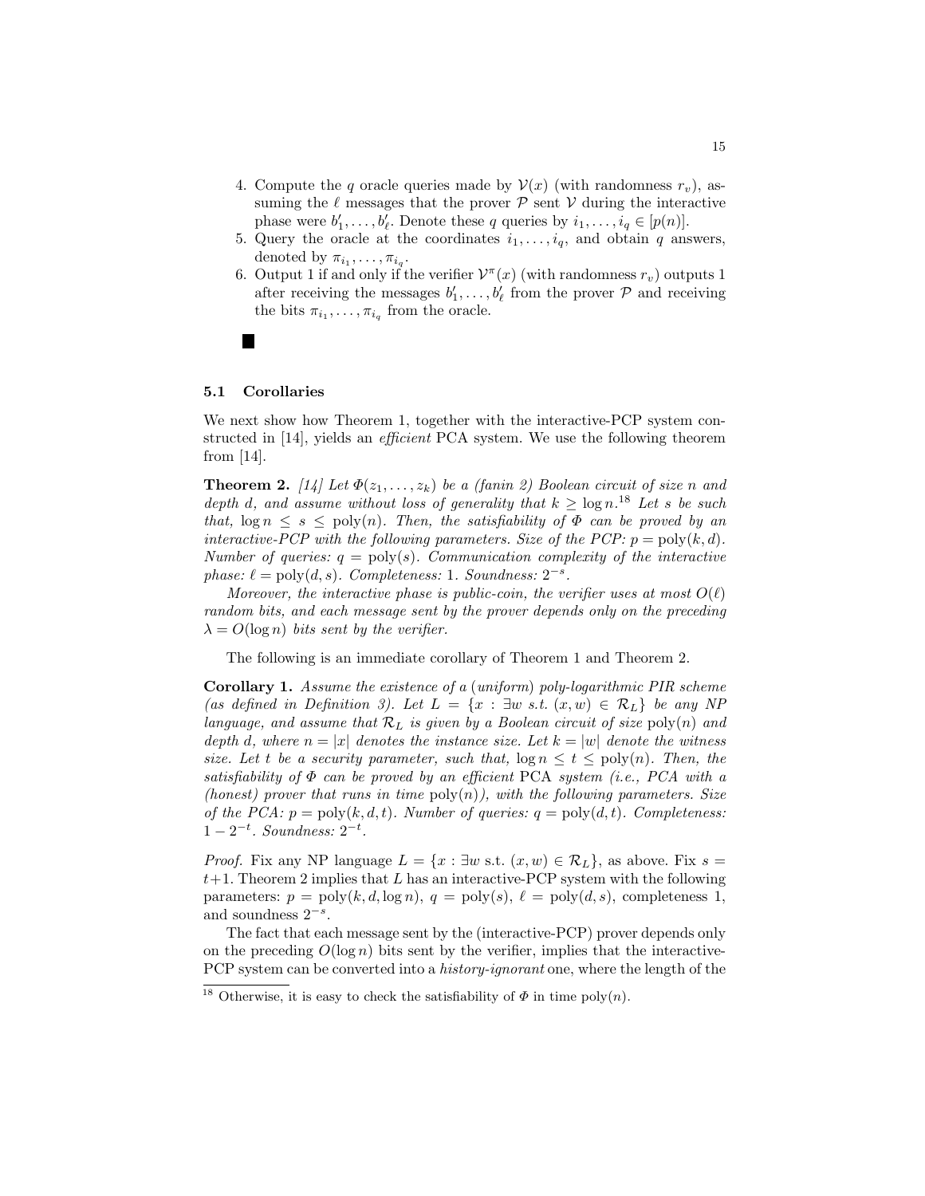4. Compute the $q$ oracle queries made by $\mathcal{V}(x)$ (with randomness $r_v$), assuming the $\ell$ messages that the prover $\mathcal{P}$ sent $\mathcal{V}$ during the interactive phase were $b'_1, \ldots, b'_\ell$. Denote these $q$ queries by $i_1, \ldots, i_q \in [p(n)]$.
5. Query the oracle at the coordinates $i_1, \ldots, i_q$, and obtain $q$ answers, denoted by $\pi_{i_1}, \ldots, \pi_{i_q}$.
6. Output 1 if and only if the verifier $\mathcal{V}^\pi(x)$ (with randomness $r_v$) outputs 1 after receiving the messages $b'_1, \ldots, b'_\ell$ from the prover $\mathcal{P}$ and receiving the bits $\pi_{i_1}, \ldots, \pi_{i_q}$ from the oracle.

■

### 5.1 Corollaries

We next show how Theorem 1, together with the interactive-PCP system constructed in [14], yields an *efficient* PCA system. We use the following theorem from [14].

**Theorem 2.** *[14] Let $\Phi(z_1, \ldots, z_k)$ be a (fanin 2) Boolean circuit of size $n$ and depth $d$, and assume without loss of generality that $k \geq \log n$.*[18] *Let $s$ be such that, $\log n \leq s \leq \mathrm{poly}(n)$. Then, the satisfiability of $\Phi$ can be proved by an interactive-PCP with the following parameters. Size of the PCP: $p = \mathrm{poly}(k, d)$. Number of queries: $q = \mathrm{poly}(s)$. Communication complexity of the interactive phase: $\ell = \mathrm{poly}(d, s)$. Completeness: 1. Soundness: $2^{-s}$.*

*Moreover, the interactive phase is public-coin, the verifier uses at most $O(\ell)$ random bits, and each message sent by the prover depends only on the preceding $\lambda = O(\log n)$ bits sent by the verifier.*

The following is an immediate corollary of Theorem 1 and Theorem 2.

**Corollary 1.** *Assume the existence of a (uniform) poly-logarithmic PIR scheme (as defined in Definition 3). Let $L = \{x : \exists w \text{ s.t. } (x, w) \in \mathcal{R}_L\}$ be any NP language, and assume that $\mathcal{R}_L$ is given by a Boolean circuit of size $\mathrm{poly}(n)$ and depth $d$, where $n = |x|$ denotes the instance size. Let $k = |w|$ denote the witness size. Let $t$ be a security parameter, such that, $\log n \leq t \leq \mathrm{poly}(n)$. Then, the satisfiability of $\Phi$ can be proved by an efficient* PCA *system (i.e., PCA with a (honest) prover that runs in time $\mathrm{poly}(n)$), with the following parameters. Size of the PCA: $p = \mathrm{poly}(k, d, t)$. Number of queries: $q = \mathrm{poly}(d, t)$. Completeness: $1 - 2^{-t}$. Soundness: $2^{-t}$.*

*Proof.* Fix any NP language $L = \{x : \exists w \text{ s.t. } (x, w) \in \mathcal{R}_L\}$, as above. Fix $s = t+1$. Theorem 2 implies that $L$ has an interactive-PCP system with the following parameters: $p = \mathrm{poly}(k, d, \log n)$, $q = \mathrm{poly}(s)$, $\ell = \mathrm{poly}(d, s)$, completeness 1, and soundness $2^{-s}$.

The fact that each message sent by the (interactive-PCP) prover depends only on the preceding $O(\log n)$ bits sent by the verifier, implies that the interactive-PCP system can be converted into a *history-ignorant* one, where the length of the

[18] Otherwise, it is easy to check the satisfiability of $\Phi$ in time $\mathrm{poly}(n)$.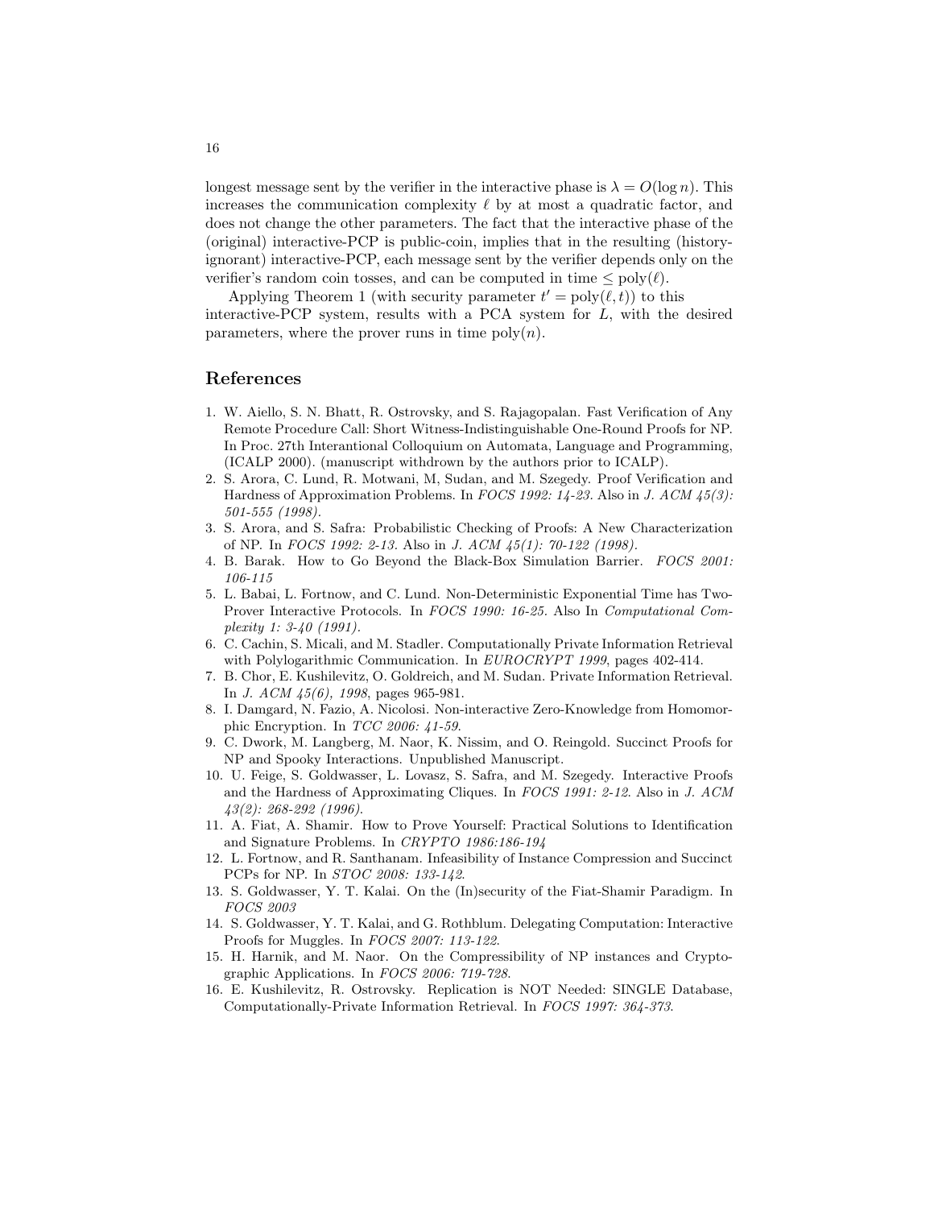longest message sent by the verifier in the interactive phase is $\lambda = O(\log n)$. This increases the communication complexity $\ell$ by at most a quadratic factor, and does not change the other parameters. The fact that the interactive phase of the (original) interactive-PCP is public-coin, implies that in the resulting (history-ignorant) interactive-PCP, each message sent by the verifier depends only on the verifier's random coin tosses, and can be computed in time $\leq \text{poly}(\ell)$.

Applying Theorem 1 (with security parameter $t' = \text{poly}(\ell, t)$) to this interactive-PCP system, results with a PCA system for $L$, with the desired parameters, where the prover runs in time $\text{poly}(n)$.

## References

1. W. Aiello, S. N. Bhatt, R. Ostrovsky, and S. Rajagopalan. Fast Verification of Any Remote Procedure Call: Short Witness-Indistinguishable One-Round Proofs for NP. In Proc. 27th Interantional Colloquium on Automata, Language and Programming, (ICALP 2000). (manuscript withdrown by the authors prior to ICALP).
2. S. Arora, C. Lund, R. Motwani, M, Sudan, and M. Szegedy. Proof Verification and Hardness of Approximation Problems. In *FOCS 1992: 14-23.* Also in *J. ACM 45(3): 501-555 (1998).*
3. S. Arora, and S. Safra: Probabilistic Checking of Proofs: A New Characterization of NP. In *FOCS 1992: 2-13.* Also in *J. ACM 45(1): 70-122 (1998).*
4. B. Barak. How to Go Beyond the Black-Box Simulation Barrier. *FOCS 2001: 106-115*
5. L. Babai, L. Fortnow, and C. Lund. Non-Deterministic Exponential Time has Two-Prover Interactive Protocols. In *FOCS 1990: 16-25.* Also In *Computational Complexity 1: 3-40 (1991).*
6. C. Cachin, S. Micali, and M. Stadler. Computationally Private Information Retrieval with Polylogarithmic Communication. In *EUROCRYPT 1999*, pages 402-414.
7. B. Chor, E. Kushilevitz, O. Goldreich, and M. Sudan. Private Information Retrieval. In *J. ACM 45(6), 1998*, pages 965-981.
8. I. Damgard, N. Fazio, A. Nicolosi. Non-interactive Zero-Knowledge from Homomorphic Encryption. In *TCC 2006: 41-59.*
9. C. Dwork, M. Langberg, M. Naor, K. Nissim, and O. Reingold. Succinct Proofs for NP and Spooky Interactions. Unpublished Manuscript.
10. U. Feige, S. Goldwasser, L. Lovasz, S. Safra, and M. Szegedy. Interactive Proofs and the Hardness of Approximating Cliques. In *FOCS 1991: 2-12.* Also in *J. ACM 43(2): 268-292 (1996).*
11. A. Fiat, A. Shamir. How to Prove Yourself: Practical Solutions to Identification and Signature Problems. In *CRYPTO 1986:186-194*
12. L. Fortnow, and R. Santhanam. Infeasibility of Instance Compression and Succinct PCPs for NP. In *STOC 2008: 133-142.*
13. S. Goldwasser, Y. T. Kalai. On the (In)security of the Fiat-Shamir Paradigm. In *FOCS 2003*
14. S. Goldwasser, Y. T. Kalai, and G. Rothblum. Delegating Computation: Interactive Proofs for Muggles. In *FOCS 2007: 113-122.*
15. H. Harnik, and M. Naor. On the Compressibility of NP instances and Cryptographic Applications. In *FOCS 2006: 719-728.*
16. E. Kushilevitz, R. Ostrovsky. Replication is NOT Needed: SINGLE Database, Computationally-Private Information Retrieval. In *FOCS 1997: 364-373.*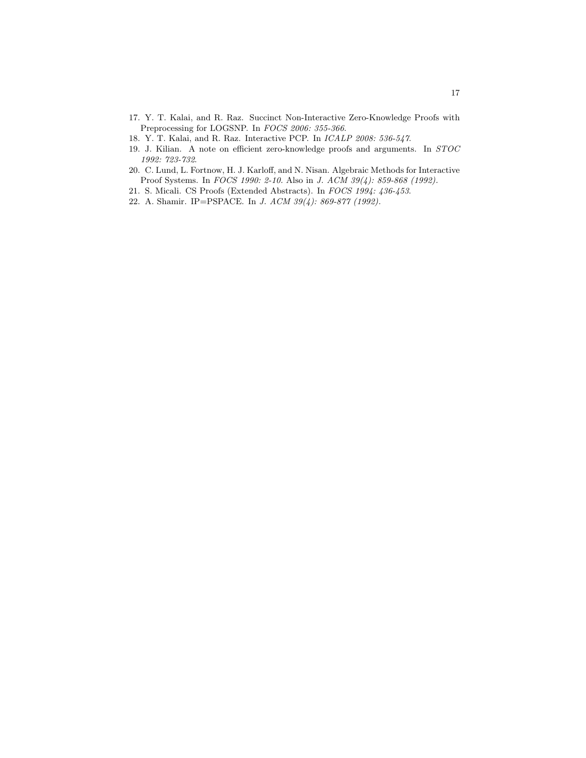17. Y. T. Kalai, and R. Raz. Succinct Non-Interactive Zero-Knowledge Proofs with Preprocessing for LOGSNP. In *FOCS 2006: 355-366*.
18. Y. T. Kalai, and R. Raz. Interactive PCP. In *ICALP 2008: 536-547*.
19. J. Kilian. A note on efficient zero-knowledge proofs and arguments. In *STOC 1992: 723-732*.
20. C. Lund, L. Fortnow, H. J. Karloff, and N. Nisan. Algebraic Methods for Interactive Proof Systems. In *FOCS 1990: 2-10*. Also in *J. ACM 39(4): 859-868 (1992)*.
21. S. Micali. CS Proofs (Extended Abstracts). In *FOCS 1994: 436-453*.
22. A. Shamir. IP=PSPACE. In *J. ACM 39(4): 869-877 (1992)*.